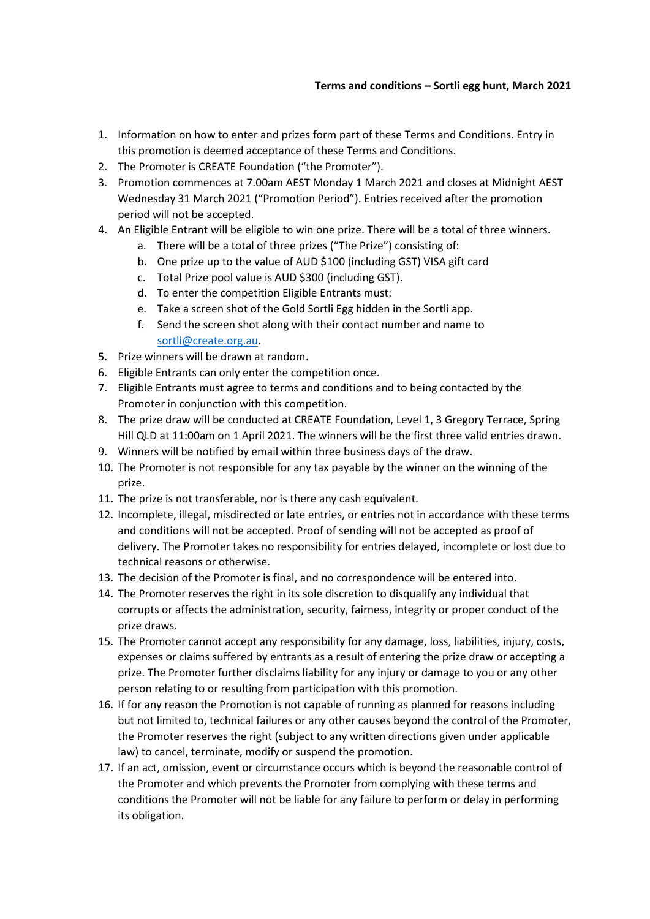**Terms and conditions – Sortli egg hunt, March 2021**

1. Information on how to enter and prizes form part of these Terms and Conditions. Entry in this promotion is deemed acceptance of these Terms and Conditions.
2. The Promoter is CREATE Foundation ("the Promoter").
3. Promotion commences at 7.00am AEST Monday 1 March 2021 and closes at Midnight AEST Wednesday 31 March 2021 ("Promotion Period"). Entries received after the promotion period will not be accepted.
4. An Eligible Entrant will be eligible to win one prize. There will be a total of three winners.
    a. There will be a total of three prizes ("The Prize") consisting of:
    b. One prize up to the value of AUD $100 (including GST) VISA gift card
    c. Total Prize pool value is AUD $300 (including GST).
    d. To enter the competition Eligible Entrants must:
    e. Take a screen shot of the Gold Sortli Egg hidden in the Sortli app.
    f. Send the screen shot along with their contact number and name to sortli@create.org.au.
5. Prize winners will be drawn at random.
6. Eligible Entrants can only enter the competition once.
7. Eligible Entrants must agree to terms and conditions and to being contacted by the Promoter in conjunction with this competition.
8. The prize draw will be conducted at CREATE Foundation, Level 1, 3 Gregory Terrace, Spring Hill QLD at 11:00am on 1 April 2021. The winners will be the first three valid entries drawn.
9. Winners will be notified by email within three business days of the draw.
10. The Promoter is not responsible for any tax payable by the winner on the winning of the prize.
11. The prize is not transferable, nor is there any cash equivalent.
12. Incomplete, illegal, misdirected or late entries, or entries not in accordance with these terms and conditions will not be accepted. Proof of sending will not be accepted as proof of delivery. The Promoter takes no responsibility for entries delayed, incomplete or lost due to technical reasons or otherwise.
13. The decision of the Promoter is final, and no correspondence will be entered into.
14. The Promoter reserves the right in its sole discretion to disqualify any individual that corrupts or affects the administration, security, fairness, integrity or proper conduct of the prize draws.
15. The Promoter cannot accept any responsibility for any damage, loss, liabilities, injury, costs, expenses or claims suffered by entrants as a result of entering the prize draw or accepting a prize. The Promoter further disclaims liability for any injury or damage to you or any other person relating to or resulting from participation with this promotion.
16. If for any reason the Promotion is not capable of running as planned for reasons including but not limited to, technical failures or any other causes beyond the control of the Promoter, the Promoter reserves the right (subject to any written directions given under applicable law) to cancel, terminate, modify or suspend the promotion.
17. If an act, omission, event or circumstance occurs which is beyond the reasonable control of the Promoter and which prevents the Promoter from complying with these terms and conditions the Promoter will not be liable for any failure to perform or delay in performing its obligation.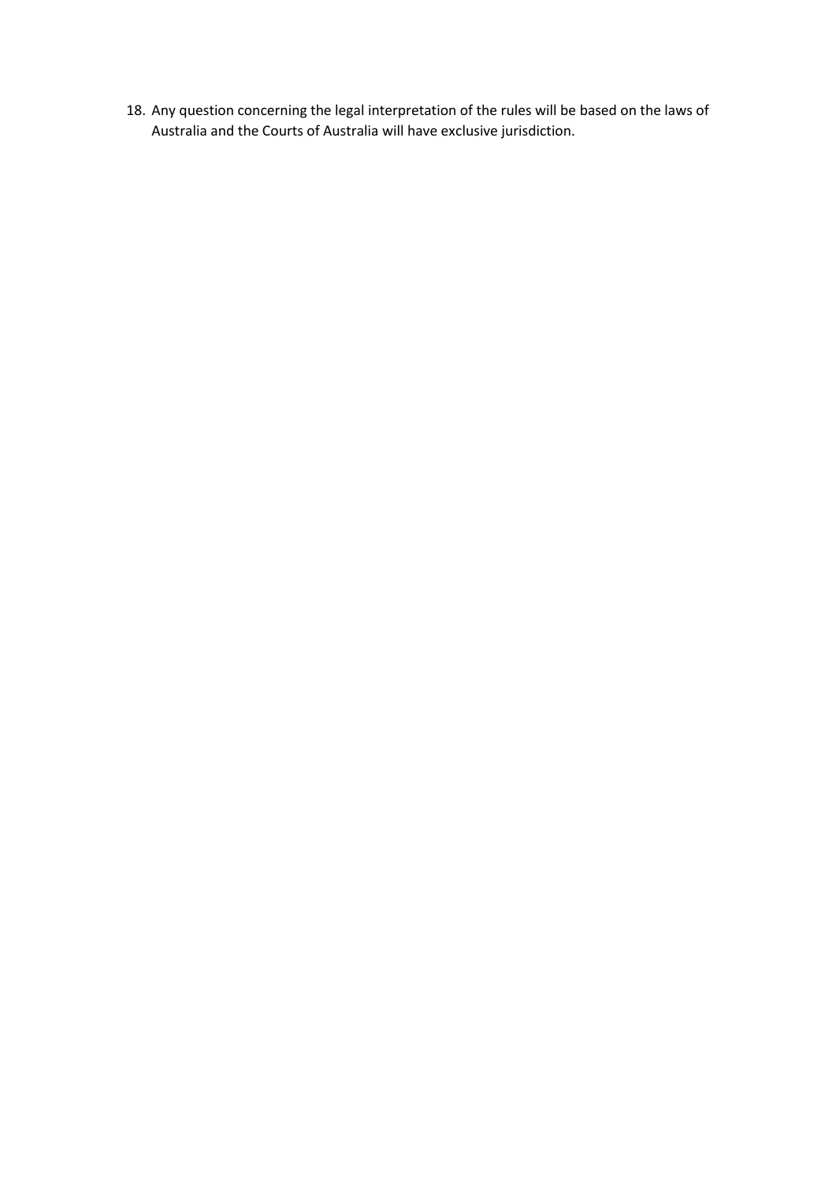18. Any question concerning the legal interpretation of the rules will be based on the laws of Australia and the Courts of Australia will have exclusive jurisdiction.